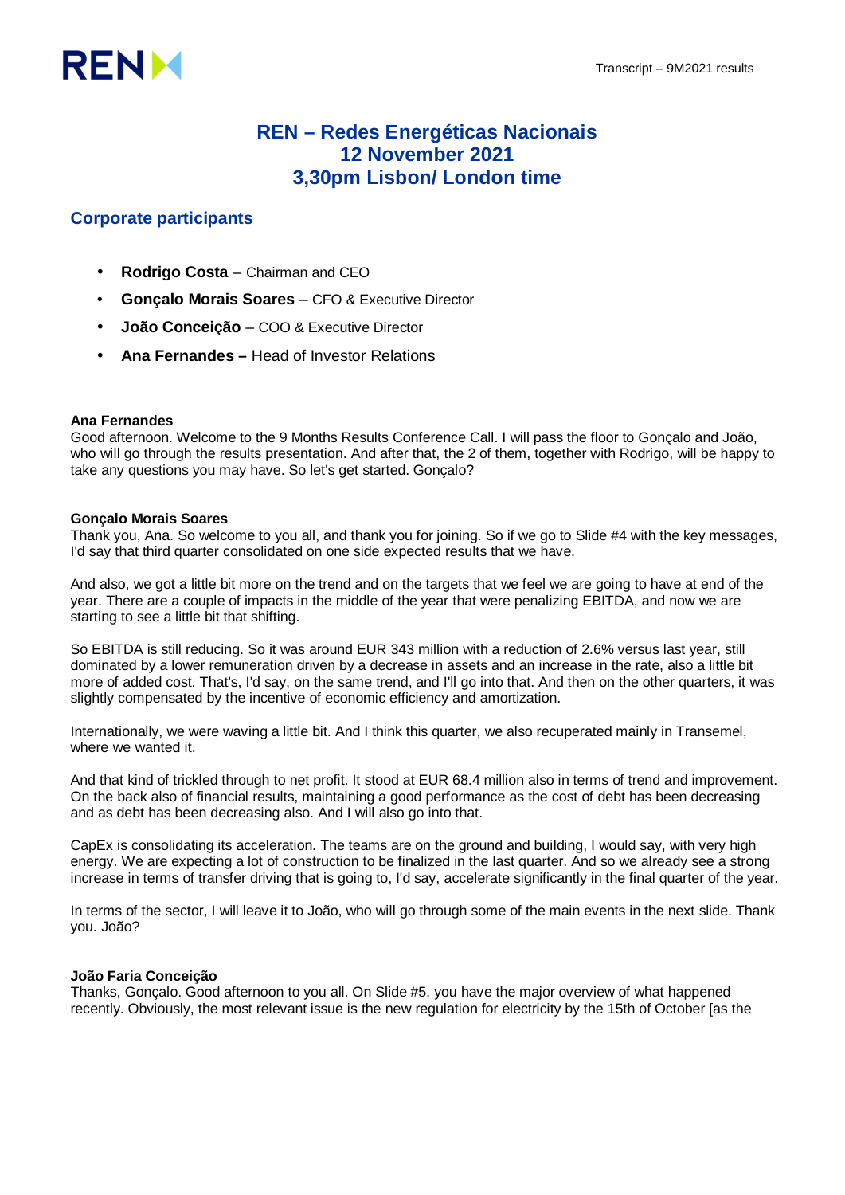# REN – Redes Energéticas Nacionais
# 12 November 2021
# 3,30pm Lisbon/ London time

## Corporate participants

- **Rodrigo Costa** – Chairman and CEO
- **Gonçalo Morais Soares** – CFO & Executive Director
- **João Conceição** – COO & Executive Director
- **Ana Fernandes –** Head of Investor Relations

**Ana Fernandes**
Good afternoon. Welcome to the 9 Months Results Conference Call. I will pass the floor to Gonçalo and João, who will go through the results presentation. And after that, the 2 of them, together with Rodrigo, will be happy to take any questions you may have. So let's get started. Gonçalo?

**Gonçalo Morais Soares**
Thank you, Ana. So welcome to you all, and thank you for joining. So if we go to Slide #4 with the key messages, I'd say that third quarter consolidated on one side expected results that we have.

And also, we got a little bit more on the trend and on the targets that we feel we are going to have at end of the year. There are a couple of impacts in the middle of the year that were penalizing EBITDA, and now we are starting to see a little bit that shifting.

So EBITDA is still reducing. So it was around EUR 343 million with a reduction of 2.6% versus last year, still dominated by a lower remuneration driven by a decrease in assets and an increase in the rate, also a little bit more of added cost. That's, I'd say, on the same trend, and I'll go into that. And then on the other quarters, it was slightly compensated by the incentive of economic efficiency and amortization.

Internationally, we were waving a little bit. And I think this quarter, we also recuperated mainly in Transemel, where we wanted it.

And that kind of trickled through to net profit. It stood at EUR 68.4 million also in terms of trend and improvement. On the back also of financial results, maintaining a good performance as the cost of debt has been decreasing and as debt has been decreasing also. And I will also go into that.

CapEx is consolidating its acceleration. The teams are on the ground and building, I would say, with very high energy. We are expecting a lot of construction to be finalized in the last quarter. And so we already see a strong increase in terms of transfer driving that is going to, I'd say, accelerate significantly in the final quarter of the year.

In terms of the sector, I will leave it to João, who will go through some of the main events in the next slide. Thank you. João?

**João Faria Conceição**
Thanks, Gonçalo. Good afternoon to you all. On Slide #5, you have the major overview of what happened recently. Obviously, the most relevant issue is the new regulation for electricity by the 15th of October [as the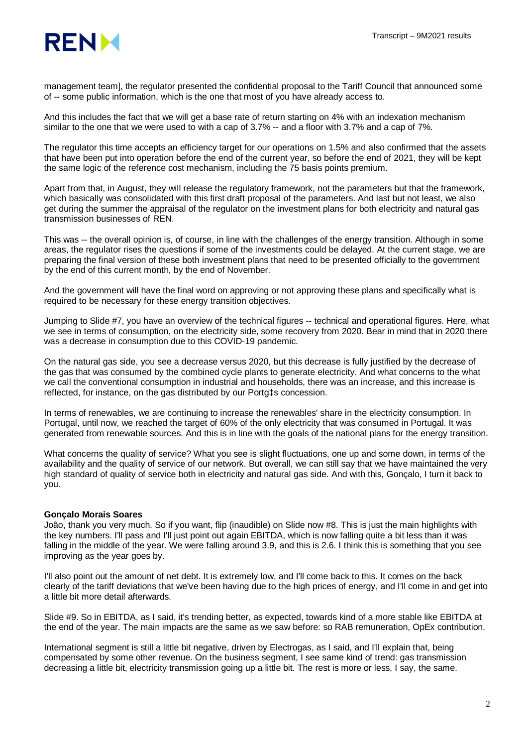management team], the regulator presented the confidential proposal to the Tariff Council that announced some of -- some public information, which is the one that most of you have already access to.

And this includes the fact that we will get a base rate of return starting on 4% with an indexation mechanism similar to the one that we were used to with a cap of 3.7% -- and a floor with 3.7% and a cap of 7%.

The regulator this time accepts an efficiency target for our operations on 1.5% and also confirmed that the assets that have been put into operation before the end of the current year, so before the end of 2021, they will be kept the same logic of the reference cost mechanism, including the 75 basis points premium.

Apart from that, in August, they will release the regulatory framework, not the parameters but that the framework, which basically was consolidated with this first draft proposal of the parameters. And last but not least, we also get during the summer the appraisal of the regulator on the investment plans for both electricity and natural gas transmission businesses of REN.

This was -- the overall opinion is, of course, in line with the challenges of the energy transition. Although in some areas, the regulator rises the questions if some of the investments could be delayed. At the current stage, we are preparing the final version of these both investment plans that need to be presented officially to the government by the end of this current month, by the end of November.

And the government will have the final word on approving or not approving these plans and specifically what is required to be necessary for these energy transition objectives.

Jumping to Slide #7, you have an overview of the technical figures -- technical and operational figures. Here, what we see in terms of consumption, on the electricity side, some recovery from 2020. Bear in mind that in 2020 there was a decrease in consumption due to this COVID-19 pandemic.

On the natural gas side, you see a decrease versus 2020, but this decrease is fully justified by the decrease of the gas that was consumed by the combined cycle plants to generate electricity. And what concerns to the what we call the conventional consumption in industrial and households, there was an increase, and this increase is reflected, for instance, on the gas distributed by our Portg‡s concession.

In terms of renewables, we are continuing to increase the renewables' share in the electricity consumption. In Portugal, until now, we reached the target of 60% of the only electricity that was consumed in Portugal. It was generated from renewable sources. And this is in line with the goals of the national plans for the energy transition.

What concerns the quality of service? What you see is slight fluctuations, one up and some down, in terms of the availability and the quality of service of our network. But overall, we can still say that we have maintained the very high standard of quality of service both in electricity and natural gas side. And with this, Gonçalo, I turn it back to you.

**Gonçalo Morais Soares**
João, thank you very much. So if you want, flip (inaudible) on Slide now #8. This is just the main highlights with the key numbers. I'll pass and I'll just point out again EBITDA, which is now falling quite a bit less than it was falling in the middle of the year. We were falling around 3.9, and this is 2.6. I think this is something that you see improving as the year goes by.

I'll also point out the amount of net debt. It is extremely low, and I'll come back to this. It comes on the back clearly of the tariff deviations that we've been having due to the high prices of energy, and I'll come in and get into a little bit more detail afterwards.

Slide #9. So in EBITDA, as I said, it's trending better, as expected, towards kind of a more stable like EBITDA at the end of the year. The main impacts are the same as we saw before: so RAB remuneration, OpEx contribution.

International segment is still a little bit negative, driven by Electrogas, as I said, and I'll explain that, being compensated by some other revenue. On the business segment, I see same kind of trend: gas transmission decreasing a little bit, electricity transmission going up a little bit. The rest is more or less, I say, the same.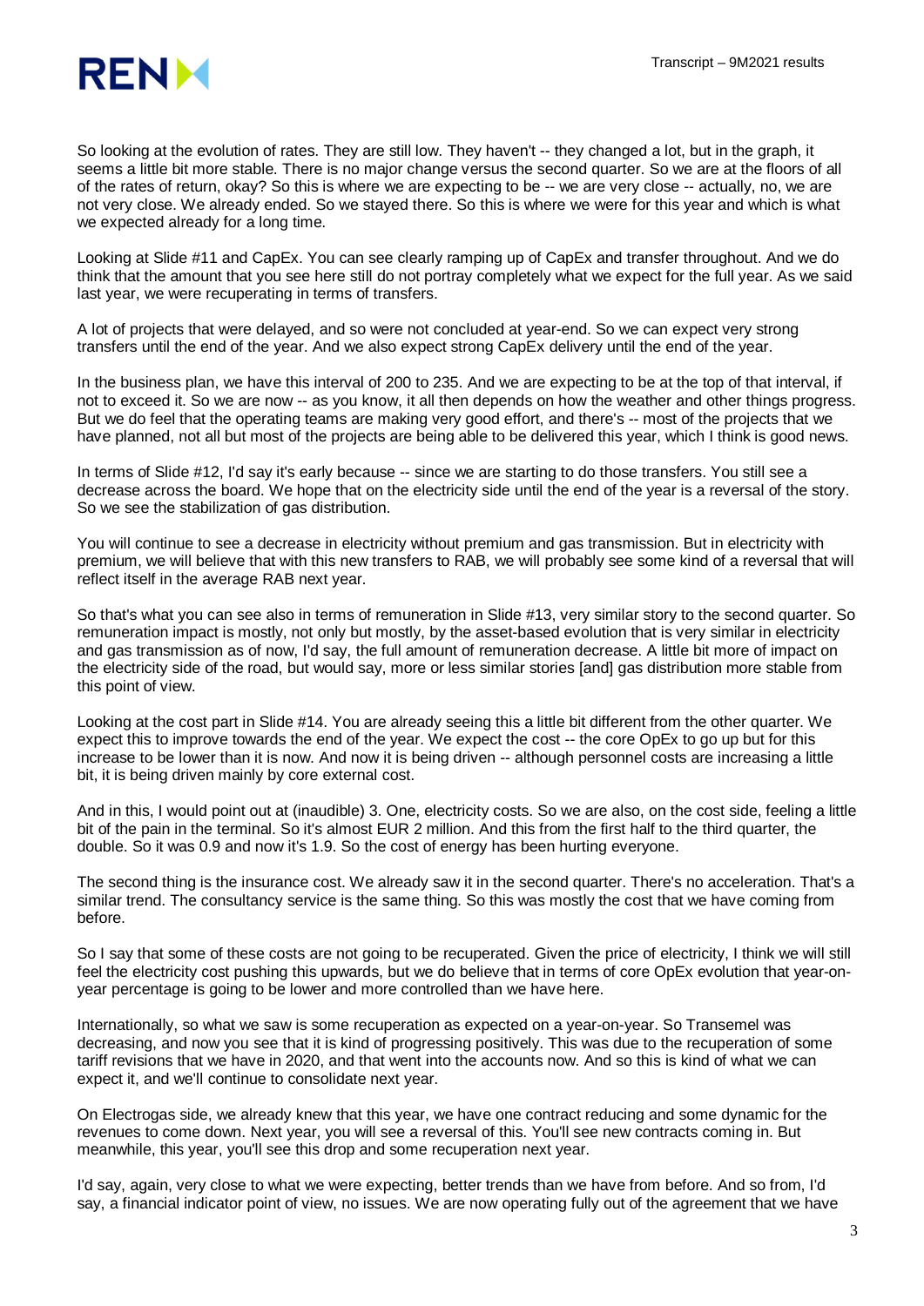So looking at the evolution of rates. They are still low. They haven't -- they changed a lot, but in the graph, it seems a little bit more stable. There is no major change versus the second quarter. So we are at the floors of all of the rates of return, okay? So this is where we are expecting to be -- we are very close -- actually, no, we are not very close. We already ended. So we stayed there. So this is where we were for this year and which is what we expected already for a long time.

Looking at Slide #11 and CapEx. You can see clearly ramping up of CapEx and transfer throughout. And we do think that the amount that you see here still do not portray completely what we expect for the full year. As we said last year, we were recuperating in terms of transfers.

A lot of projects that were delayed, and so were not concluded at year-end. So we can expect very strong transfers until the end of the year. And we also expect strong CapEx delivery until the end of the year.

In the business plan, we have this interval of 200 to 235. And we are expecting to be at the top of that interval, if not to exceed it. So we are now -- as you know, it all then depends on how the weather and other things progress. But we do feel that the operating teams are making very good effort, and there's -- most of the projects that we have planned, not all but most of the projects are being able to be delivered this year, which I think is good news.

In terms of Slide #12, I'd say it's early because -- since we are starting to do those transfers. You still see a decrease across the board. We hope that on the electricity side until the end of the year is a reversal of the story. So we see the stabilization of gas distribution.

You will continue to see a decrease in electricity without premium and gas transmission. But in electricity with premium, we will believe that with this new transfers to RAB, we will probably see some kind of a reversal that will reflect itself in the average RAB next year.

So that's what you can see also in terms of remuneration in Slide #13, very similar story to the second quarter. So remuneration impact is mostly, not only but mostly, by the asset-based evolution that is very similar in electricity and gas transmission as of now, I'd say, the full amount of remuneration decrease. A little bit more of impact on the electricity side of the road, but would say, more or less similar stories [and] gas distribution more stable from this point of view.

Looking at the cost part in Slide #14. You are already seeing this a little bit different from the other quarter. We expect this to improve towards the end of the year. We expect the cost -- the core OpEx to go up but for this increase to be lower than it is now. And now it is being driven -- although personnel costs are increasing a little bit, it is being driven mainly by core external cost.

And in this, I would point out at (inaudible) 3. One, electricity costs. So we are also, on the cost side, feeling a little bit of the pain in the terminal. So it's almost EUR 2 million. And this from the first half to the third quarter, the double. So it was 0.9 and now it's 1.9. So the cost of energy has been hurting everyone.

The second thing is the insurance cost. We already saw it in the second quarter. There's no acceleration. That's a similar trend. The consultancy service is the same thing. So this was mostly the cost that we have coming from before.

So I say that some of these costs are not going to be recuperated. Given the price of electricity, I think we will still feel the electricity cost pushing this upwards, but we do believe that in terms of core OpEx evolution that year-on-year percentage is going to be lower and more controlled than we have here.

Internationally, so what we saw is some recuperation as expected on a year-on-year. So Transemel was decreasing, and now you see that it is kind of progressing positively. This was due to the recuperation of some tariff revisions that we have in 2020, and that went into the accounts now. And so this is kind of what we can expect it, and we'll continue to consolidate next year.

On Electrogas side, we already knew that this year, we have one contract reducing and some dynamic for the revenues to come down. Next year, you will see a reversal of this. You'll see new contracts coming in. But meanwhile, this year, you'll see this drop and some recuperation next year.

I'd say, again, very close to what we were expecting, better trends than we have from before. And so from, I'd say, a financial indicator point of view, no issues. We are now operating fully out of the agreement that we have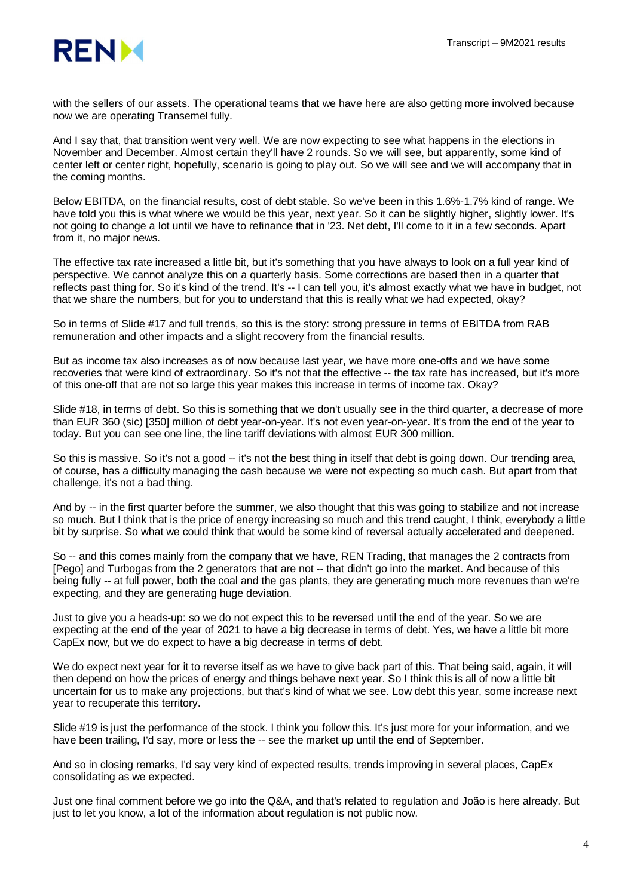with the sellers of our assets. The operational teams that we have here are also getting more involved because now we are operating Transemel fully.

And I say that, that transition went very well. We are now expecting to see what happens in the elections in November and December. Almost certain they'll have 2 rounds. So we will see, but apparently, some kind of center left or center right, hopefully, scenario is going to play out. So we will see and we will accompany that in the coming months.

Below EBITDA, on the financial results, cost of debt stable. So we've been in this 1.6%-1.7% kind of range. We have told you this is what where we would be this year, next year. So it can be slightly higher, slightly lower. It's not going to change a lot until we have to refinance that in '23. Net debt, I'll come to it in a few seconds. Apart from it, no major news.

The effective tax rate increased a little bit, but it's something that you have always to look on a full year kind of perspective. We cannot analyze this on a quarterly basis. Some corrections are based then in a quarter that reflects past thing for. So it's kind of the trend. It's -- I can tell you, it's almost exactly what we have in budget, not that we share the numbers, but for you to understand that this is really what we had expected, okay?

So in terms of Slide #17 and full trends, so this is the story: strong pressure in terms of EBITDA from RAB remuneration and other impacts and a slight recovery from the financial results.

But as income tax also increases as of now because last year, we have more one-offs and we have some recoveries that were kind of extraordinary. So it's not that the effective -- the tax rate has increased, but it's more of this one-off that are not so large this year makes this increase in terms of income tax. Okay?

Slide #18, in terms of debt. So this is something that we don't usually see in the third quarter, a decrease of more than EUR 360 (sic) [350] million of debt year-on-year. It's not even year-on-year. It's from the end of the year to today. But you can see one line, the line tariff deviations with almost EUR 300 million.

So this is massive. So it's not a good -- it's not the best thing in itself that debt is going down. Our trending area, of course, has a difficulty managing the cash because we were not expecting so much cash. But apart from that challenge, it's not a bad thing.

And by -- in the first quarter before the summer, we also thought that this was going to stabilize and not increase so much. But I think that is the price of energy increasing so much and this trend caught, I think, everybody a little bit by surprise. So what we could think that would be some kind of reversal actually accelerated and deepened.

So -- and this comes mainly from the company that we have, REN Trading, that manages the 2 contracts from [Pego] and Turbogas from the 2 generators that are not -- that didn't go into the market. And because of this being fully -- at full power, both the coal and the gas plants, they are generating much more revenues than we're expecting, and they are generating huge deviation.

Just to give you a heads-up: so we do not expect this to be reversed until the end of the year. So we are expecting at the end of the year of 2021 to have a big decrease in terms of debt. Yes, we have a little bit more CapEx now, but we do expect to have a big decrease in terms of debt.

We do expect next year for it to reverse itself as we have to give back part of this. That being said, again, it will then depend on how the prices of energy and things behave next year. So I think this is all of now a little bit uncertain for us to make any projections, but that's kind of what we see. Low debt this year, some increase next year to recuperate this territory.

Slide #19 is just the performance of the stock. I think you follow this. It's just more for your information, and we have been trailing, I'd say, more or less the -- see the market up until the end of September.

And so in closing remarks, I'd say very kind of expected results, trends improving in several places, CapEx consolidating as we expected.

Just one final comment before we go into the Q&A, and that's related to regulation and João is here already. But just to let you know, a lot of the information about regulation is not public now.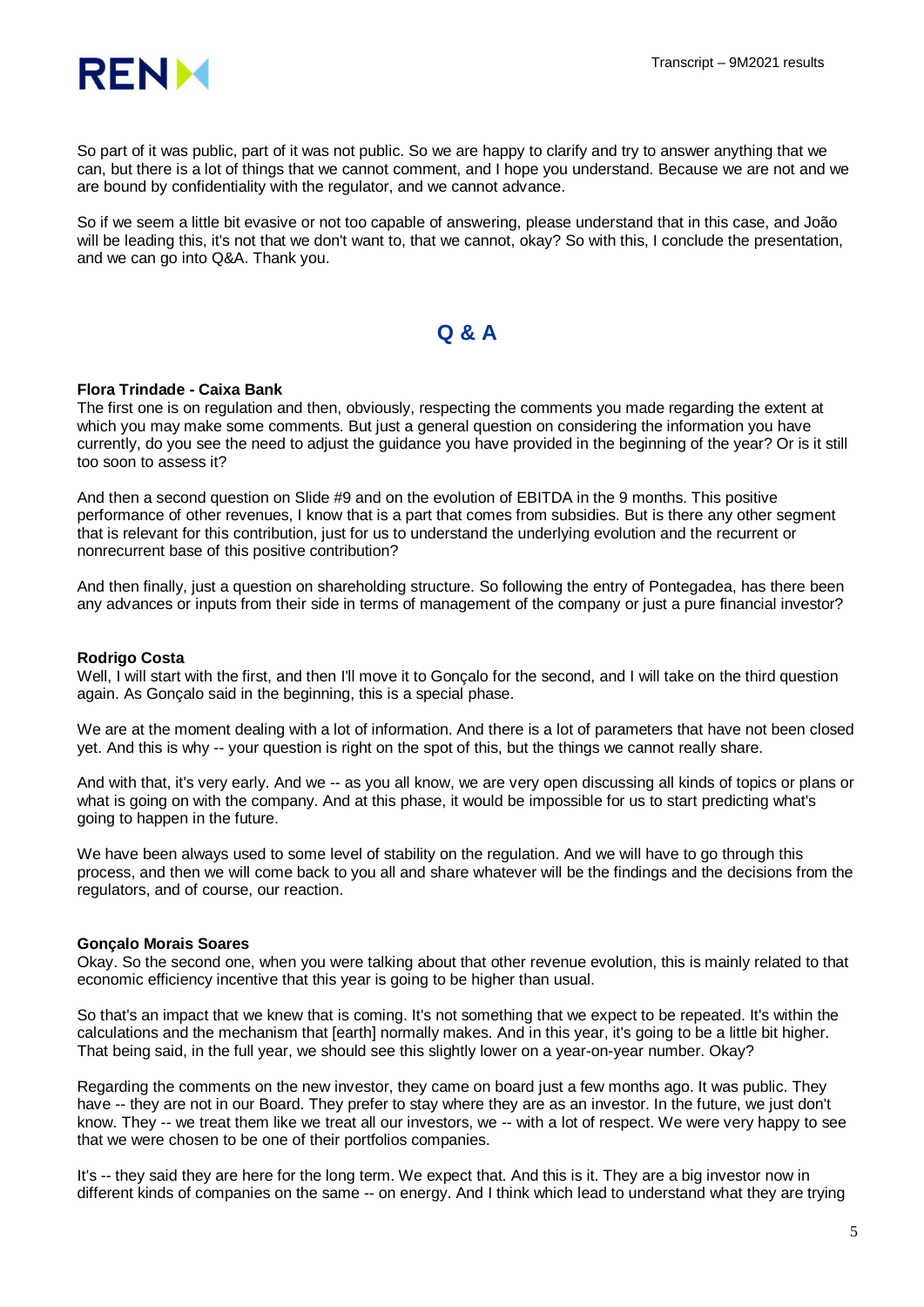So part of it was public, part of it was not public. So we are happy to clarify and try to answer anything that we can, but there is a lot of things that we cannot comment, and I hope you understand. Because we are not and we are bound by confidentiality with the regulator, and we cannot advance.

So if we seem a little bit evasive or not too capable of answering, please understand that in this case, and João will be leading this, it's not that we don't want to, that we cannot, okay? So with this, I conclude the presentation, and we can go into Q&A. Thank you.

## Q & A

**Flora Trindade - Caixa Bank**
The first one is on regulation and then, obviously, respecting the comments you made regarding the extent at which you may make some comments. But just a general question on considering the information you have currently, do you see the need to adjust the guidance you have provided in the beginning of the year? Or is it still too soon to assess it?

And then a second question on Slide #9 and on the evolution of EBITDA in the 9 months. This positive performance of other revenues, I know that is a part that comes from subsidies. But is there any other segment that is relevant for this contribution, just for us to understand the underlying evolution and the recurrent or nonrecurrent base of this positive contribution?

And then finally, just a question on shareholding structure. So following the entry of Pontegadea, has there been any advances or inputs from their side in terms of management of the company or just a pure financial investor?

**Rodrigo Costa**
Well, I will start with the first, and then I'll move it to Gonçalo for the second, and I will take on the third question again. As Gonçalo said in the beginning, this is a special phase.

We are at the moment dealing with a lot of information. And there is a lot of parameters that have not been closed yet. And this is why -- your question is right on the spot of this, but the things we cannot really share.

And with that, it's very early. And we -- as you all know, we are very open discussing all kinds of topics or plans or what is going on with the company. And at this phase, it would be impossible for us to start predicting what's going to happen in the future.

We have been always used to some level of stability on the regulation. And we will have to go through this process, and then we will come back to you all and share whatever will be the findings and the decisions from the regulators, and of course, our reaction.

**Gonçalo Morais Soares**
Okay. So the second one, when you were talking about that other revenue evolution, this is mainly related to that economic efficiency incentive that this year is going to be higher than usual.

So that's an impact that we knew that is coming. It's not something that we expect to be repeated. It's within the calculations and the mechanism that [earth] normally makes. And in this year, it's going to be a little bit higher. That being said, in the full year, we should see this slightly lower on a year-on-year number. Okay?

Regarding the comments on the new investor, they came on board just a few months ago. It was public. They have -- they are not in our Board. They prefer to stay where they are as an investor. In the future, we just don't know. They -- we treat them like we treat all our investors, we -- with a lot of respect. We were very happy to see that we were chosen to be one of their portfolios companies.

It's -- they said they are here for the long term. We expect that. And this is it. They are a big investor now in different kinds of companies on the same -- on energy. And I think which lead to understand what they are trying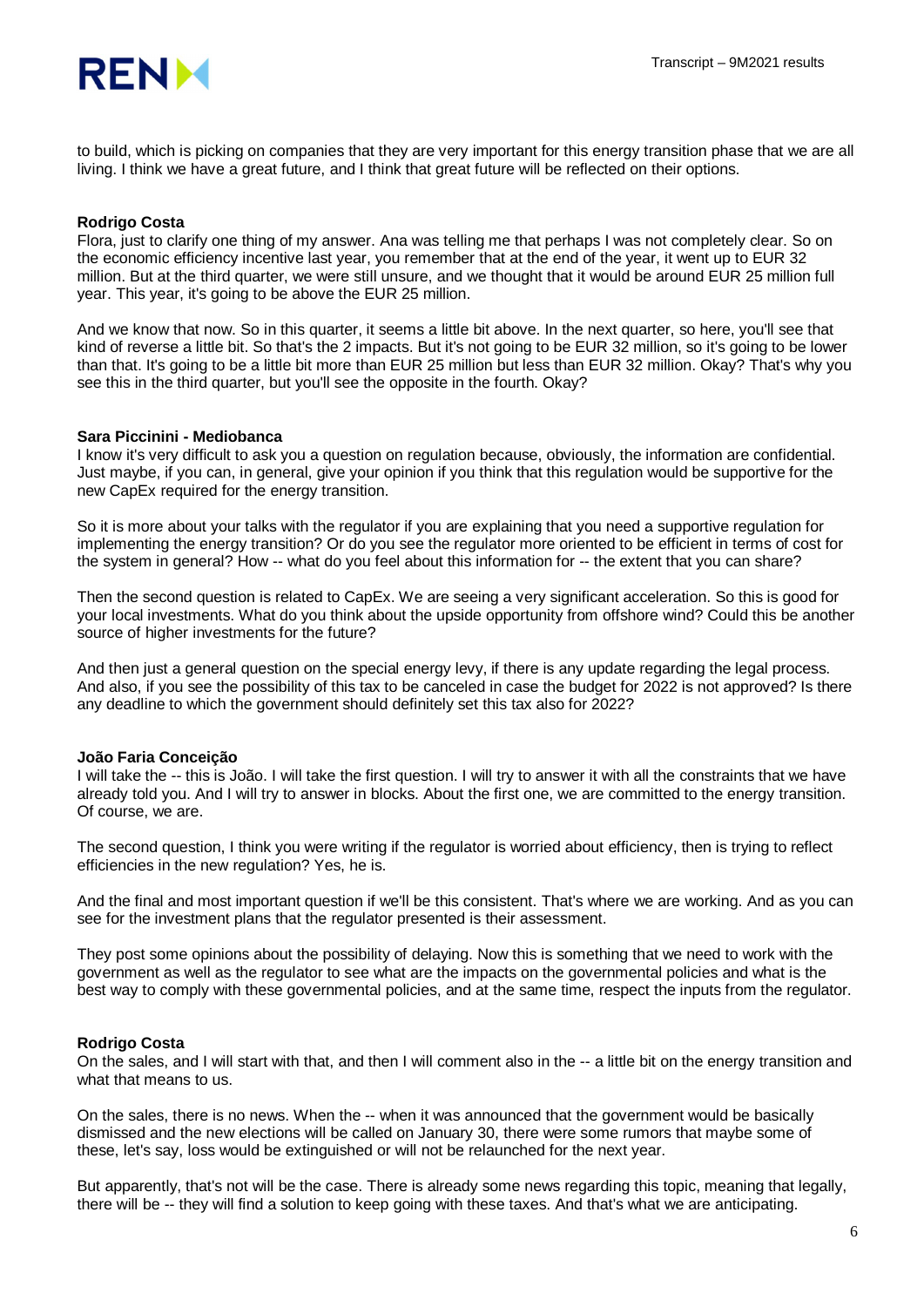to build, which is picking on companies that they are very important for this energy transition phase that we are all living. I think we have a great future, and I think that great future will be reflected on their options.

**Rodrigo Costa**

Flora, just to clarify one thing of my answer. Ana was telling me that perhaps I was not completely clear. So on the economic efficiency incentive last year, you remember that at the end of the year, it went up to EUR 32 million. But at the third quarter, we were still unsure, and we thought that it would be around EUR 25 million full year. This year, it's going to be above the EUR 25 million.

And we know that now. So in this quarter, it seems a little bit above. In the next quarter, so here, you'll see that kind of reverse a little bit. So that's the 2 impacts. But it's not going to be EUR 32 million, so it's going to be lower than that. It's going to be a little bit more than EUR 25 million but less than EUR 32 million. Okay? That's why you see this in the third quarter, but you'll see the opposite in the fourth. Okay?

**Sara Piccinini - Mediobanca**

I know it's very difficult to ask you a question on regulation because, obviously, the information are confidential. Just maybe, if you can, in general, give your opinion if you think that this regulation would be supportive for the new CapEx required for the energy transition.

So it is more about your talks with the regulator if you are explaining that you need a supportive regulation for implementing the energy transition? Or do you see the regulator more oriented to be efficient in terms of cost for the system in general? How -- what do you feel about this information for -- the extent that you can share?

Then the second question is related to CapEx. We are seeing a very significant acceleration. So this is good for your local investments. What do you think about the upside opportunity from offshore wind? Could this be another source of higher investments for the future?

And then just a general question on the special energy levy, if there is any update regarding the legal process. And also, if you see the possibility of this tax to be canceled in case the budget for 2022 is not approved? Is there any deadline to which the government should definitely set this tax also for 2022?

**João Faria Conceição**

I will take the -- this is João. I will take the first question. I will try to answer it with all the constraints that we have already told you. And I will try to answer in blocks. About the first one, we are committed to the energy transition. Of course, we are.

The second question, I think you were writing if the regulator is worried about efficiency, then is trying to reflect efficiencies in the new regulation? Yes, he is.

And the final and most important question if we'll be this consistent. That's where we are working. And as you can see for the investment plans that the regulator presented is their assessment.

They post some opinions about the possibility of delaying. Now this is something that we need to work with the government as well as the regulator to see what are the impacts on the governmental policies and what is the best way to comply with these governmental policies, and at the same time, respect the inputs from the regulator.

**Rodrigo Costa**

On the sales, and I will start with that, and then I will comment also in the -- a little bit on the energy transition and what that means to us.

On the sales, there is no news. When the -- when it was announced that the government would be basically dismissed and the new elections will be called on January 30, there were some rumors that maybe some of these, let's say, loss would be extinguished or will not be relaunched for the next year.

But apparently, that's not will be the case. There is already some news regarding this topic, meaning that legally, there will be -- they will find a solution to keep going with these taxes. And that's what we are anticipating.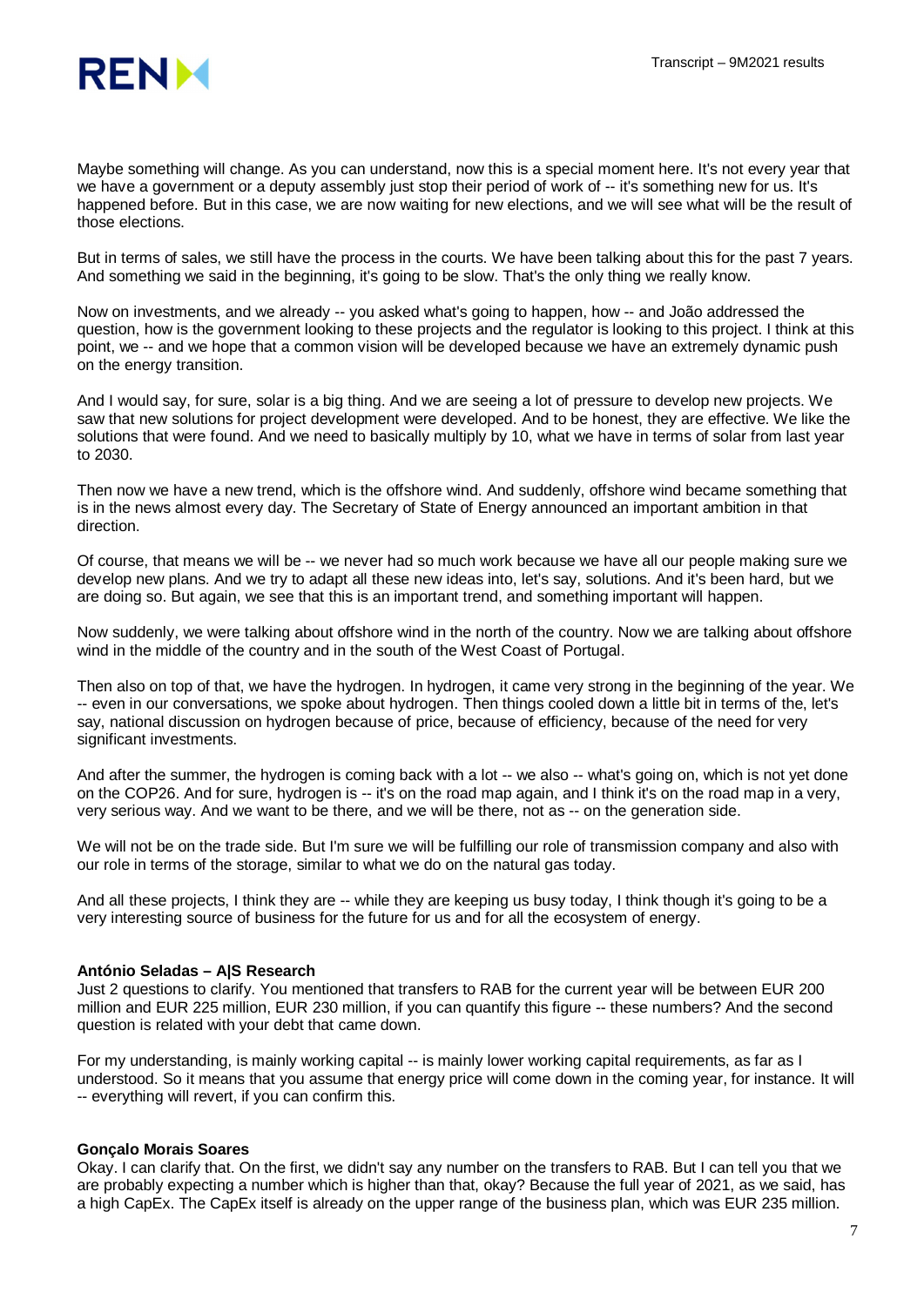Maybe something will change. As you can understand, now this is a special moment here. It's not every year that we have a government or a deputy assembly just stop their period of work of -- it's something new for us. It's happened before. But in this case, we are now waiting for new elections, and we will see what will be the result of those elections.

But in terms of sales, we still have the process in the courts. We have been talking about this for the past 7 years. And something we said in the beginning, it's going to be slow. That's the only thing we really know.

Now on investments, and we already -- you asked what's going to happen, how -- and João addressed the question, how is the government looking to these projects and the regulator is looking to this project. I think at this point, we -- and we hope that a common vision will be developed because we have an extremely dynamic push on the energy transition.

And I would say, for sure, solar is a big thing. And we are seeing a lot of pressure to develop new projects. We saw that new solutions for project development were developed. And to be honest, they are effective. We like the solutions that were found. And we need to basically multiply by 10, what we have in terms of solar from last year to 2030.

Then now we have a new trend, which is the offshore wind. And suddenly, offshore wind became something that is in the news almost every day. The Secretary of State of Energy announced an important ambition in that direction.

Of course, that means we will be -- we never had so much work because we have all our people making sure we develop new plans. And we try to adapt all these new ideas into, let's say, solutions. And it's been hard, but we are doing so. But again, we see that this is an important trend, and something important will happen.

Now suddenly, we were talking about offshore wind in the north of the country. Now we are talking about offshore wind in the middle of the country and in the south of the West Coast of Portugal.

Then also on top of that, we have the hydrogen. In hydrogen, it came very strong in the beginning of the year. We -- even in our conversations, we spoke about hydrogen. Then things cooled down a little bit in terms of the, let's say, national discussion on hydrogen because of price, because of efficiency, because of the need for very significant investments.

And after the summer, the hydrogen is coming back with a lot -- we also -- what's going on, which is not yet done on the COP26. And for sure, hydrogen is -- it's on the road map again, and I think it's on the road map in a very, very serious way. And we want to be there, and we will be there, not as -- on the generation side.

We will not be on the trade side. But I'm sure we will be fulfilling our role of transmission company and also with our role in terms of the storage, similar to what we do on the natural gas today.

And all these projects, I think they are -- while they are keeping us busy today, I think though it's going to be a very interesting source of business for the future for us and for all the ecosystem of energy.

**António Seladas – A|S Research**
Just 2 questions to clarify. You mentioned that transfers to RAB for the current year will be between EUR 200 million and EUR 225 million, EUR 230 million, if you can quantify this figure -- these numbers? And the second question is related with your debt that came down.

For my understanding, is mainly working capital -- is mainly lower working capital requirements, as far as I understood. So it means that you assume that energy price will come down in the coming year, for instance. It will -- everything will revert, if you can confirm this.

**Gonçalo Morais Soares**
Okay. I can clarify that. On the first, we didn't say any number on the transfers to RAB. But I can tell you that we are probably expecting a number which is higher than that, okay? Because the full year of 2021, as we said, has a high CapEx. The CapEx itself is already on the upper range of the business plan, which was EUR 235 million.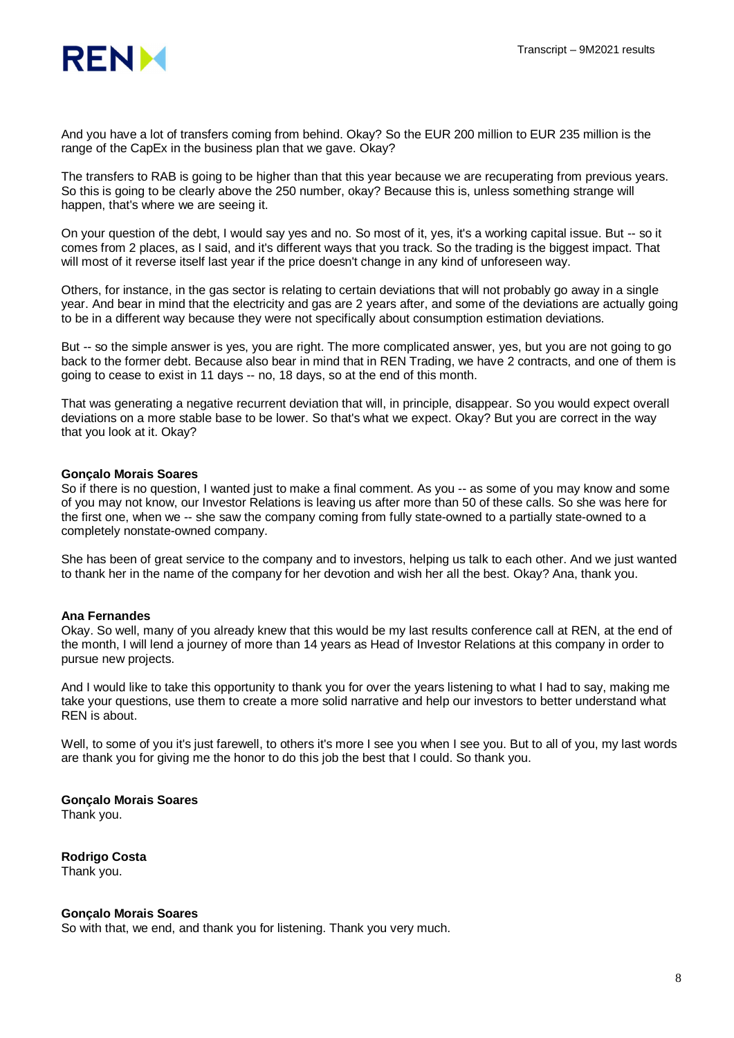And you have a lot of transfers coming from behind. Okay? So the EUR 200 million to EUR 235 million is the range of the CapEx in the business plan that we gave. Okay?

The transfers to RAB is going to be higher than that this year because we are recuperating from previous years. So this is going to be clearly above the 250 number, okay? Because this is, unless something strange will happen, that's where we are seeing it.

On your question of the debt, I would say yes and no. So most of it, yes, it's a working capital issue. But -- so it comes from 2 places, as I said, and it's different ways that you track. So the trading is the biggest impact. That will most of it reverse itself last year if the price doesn't change in any kind of unforeseen way.

Others, for instance, in the gas sector is relating to certain deviations that will not probably go away in a single year. And bear in mind that the electricity and gas are 2 years after, and some of the deviations are actually going to be in a different way because they were not specifically about consumption estimation deviations.

But -- so the simple answer is yes, you are right. The more complicated answer, yes, but you are not going to go back to the former debt. Because also bear in mind that in REN Trading, we have 2 contracts, and one of them is going to cease to exist in 11 days -- no, 18 days, so at the end of this month.

That was generating a negative recurrent deviation that will, in principle, disappear. So you would expect overall deviations on a more stable base to be lower. So that's what we expect. Okay? But you are correct in the way that you look at it. Okay?

**Gonçalo Morais Soares**
So if there is no question, I wanted just to make a final comment. As you -- as some of you may know and some of you may not know, our Investor Relations is leaving us after more than 50 of these calls. So she was here for the first one, when we -- she saw the company coming from fully state-owned to a partially state-owned to a completely nonstate-owned company.

She has been of great service to the company and to investors, helping us talk to each other. And we just wanted to thank her in the name of the company for her devotion and wish her all the best. Okay? Ana, thank you.

**Ana Fernandes**
Okay. So well, many of you already knew that this would be my last results conference call at REN, at the end of the month, I will lend a journey of more than 14 years as Head of Investor Relations at this company in order to pursue new projects.

And I would like to take this opportunity to thank you for over the years listening to what I had to say, making me take your questions, use them to create a more solid narrative and help our investors to better understand what REN is about.

Well, to some of you it's just farewell, to others it's more I see you when I see you. But to all of you, my last words are thank you for giving me the honor to do this job the best that I could. So thank you.

**Gonçalo Morais Soares**
Thank you.

**Rodrigo Costa**
Thank you.

**Gonçalo Morais Soares**
So with that, we end, and thank you for listening. Thank you very much.